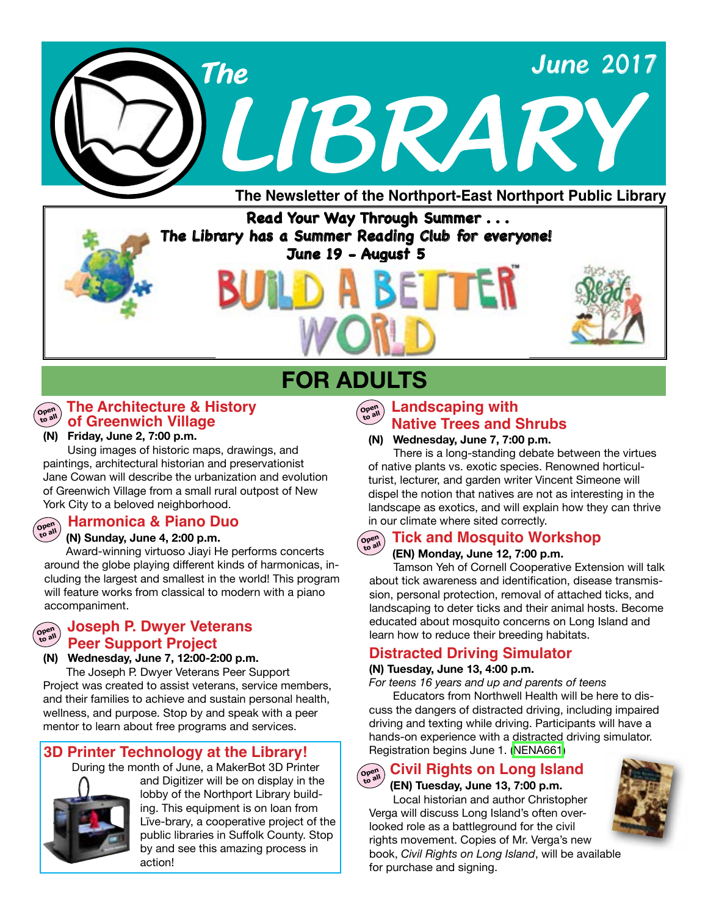# The LIBRARY

June 2017

**The Newsletter of the Northport-East Northport Public Library**

**Read Your Way Through Summer . . .**
**The Library has a Summer Reading Club for everyone!**
**June 19 – August 5**

BUILD A BETTER WORLD

## FOR ADULTS

### The Architecture & History of Greenwich Village

Open to all

**(N) Friday, June 2, 7:00 p.m.**

Using images of historic maps, drawings, and paintings, architectural historian and preservationist Jane Cowan will describe the urbanization and evolution of Greenwich Village from a small rural outpost of New York City to a beloved neighborhood.

### Harmonica & Piano Duo

Open to all

**(N) Sunday, June 4, 2:00 p.m.**

Award-winning virtuoso Jiayi He performs concerts around the globe playing different kinds of harmonicas, including the largest and smallest in the world! This program will feature works from classical to modern with a piano accompaniment.

### Joseph P. Dwyer Veterans Peer Support Project

Open to all

**(N) Wednesday, June 7, 12:00-2:00 p.m.**

The Joseph P. Dwyer Veterans Peer Support Project was created to assist veterans, service members, and their families to achieve and sustain personal health, wellness, and purpose. Stop by and speak with a peer mentor to learn about free programs and services.

### 3D Printer Technology at the Library!

During the month of June, a MakerBot 3D Printer and Digitizer will be on display in the lobby of the Northport Library building. This equipment is on loan from Līve-brary, a cooperative project of the public libraries in Suffolk County. Stop by and see this amazing process in action!

### Landscaping with Native Trees and Shrubs

Open to all

**(N) Wednesday, June 7, 7:00 p.m.**

There is a long-standing debate between the virtues of native plants vs. exotic species. Renowned horticulturist, lecturer, and garden writer Vincent Simeone will dispel the notion that natives are not as interesting in the landscape as exotics, and will explain how they can thrive in our climate where sited correctly.

### Tick and Mosquito Workshop

Open to all

**(EN) Monday, June 12, 7:00 p.m.**

Tamson Yeh of Cornell Cooperative Extension will talk about tick awareness and identification, disease transmission, personal protection, removal of attached ticks, and landscaping to deter ticks and their animal hosts. Become educated about mosquito concerns on Long Island and learn how to reduce their breeding habitats.

### Distracted Driving Simulator

**(N) Tuesday, June 13, 4:00 p.m.**

*For teens 16 years and up and parents of teens*

Educators from Northwell Health will be here to discuss the dangers of distracted driving, including impaired driving and texting while driving. Participants will have a hands-on experience with a distracted driving simulator. Registration begins June 1. (NENA661)

### Civil Rights on Long Island

Open to all

**(EN) Tuesday, June 13, 7:00 p.m.**

Local historian and author Christopher Verga will discuss Long Island's often overlooked role as a battleground for the civil rights movement. Copies of Mr. Verga's new book, *Civil Rights on Long Island*, will be available for purchase and signing.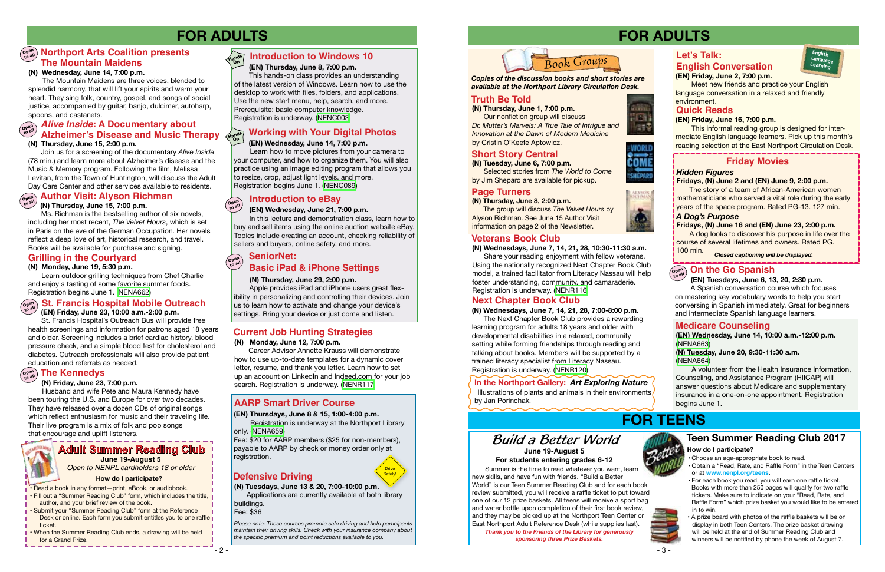# FOR ADULTS

## Northport Arts Coalition presents The Mountain Maidens

**(N) Wednesday, June 14, 7:00 p.m.**

The Mountain Maidens are three voices, blended to splendid harmony, that will lift your spirits and warm your heart. They sing folk, country, gospel, and songs of social justice, accompanied by guitar, banjo, dulcimer, autoharp, spoons, and castanets.

## *Alive Inside*: A Documentary about Alzheimer's Disease and Music Therapy

**(N) Thursday, June 15, 2:00 p.m.**

Join us for a screening of the documentary *Alive Inside* (78 min.) and learn more about Alzheimer's disease and the Music & Memory program. Following the film, Melissa Levitan, from the Town of Huntington, will discuss the Adult Day Care Center and other services available to residents.

## Author Visit: Alyson Richman

**(N) Thursday, June 15, 7:00 p.m.**

Ms. Richman is the bestselling author of six novels, including her most recent, *The Velvet Hours*, which is set in Paris on the eve of the German Occupation. Her novels reflect a deep love of art, historical research, and travel. Books will be available for purchase and signing.

## Grilling in the Courtyard

**(N) Monday, June 19, 5:30 p.m.**

Learn outdoor grilling techniques from Chef Charlie and enjoy a tasting of some favorite summer foods. Registration begins June 1. (NENA662)

## St. Francis Hospital Mobile Outreach

**(EN) Friday, June 23, 10:00 a.m.-2:00 p.m.**

St. Francis Hospital's Outreach Bus will provide free health screenings and information for patrons aged 18 years and older. Screening includes a brief cardiac history, blood pressure check, and a simple blood test for cholesterol and diabetes. Outreach professionals will also provide patient education and referrals as needed.

## The Kennedys

**(N) Friday, June 23, 7:00 p.m.**

Husband and wife Pete and Maura Kennedy have been touring the U.S. and Europe for over two decades. They have released over a dozen CDs of original songs which reflect enthusiasm for music and their traveling life. Their live program is a mix of folk and pop songs that encourage and uplift listeners.

## Adult Summer Reading Club

**June 19-August 5**

*Open to NENPL cardholders 18 or older*

**How do I participate?**

- Read a book in any format—print, eBook, or audiobook.
- Fill out a "Summer Reading Club" form, which includes the title, author, and your brief review of the book.
- Submit your "Summer Reading Club" form at the Reference Desk or online. Each form you submit entitles you to one raffle ticket.
- When the Summer Reading Club ends, a drawing will be held for a Grand Prize.

## Introduction to Windows 10

**(EN) Thursday, June 8, 7:00 p.m.**

This hands-on class provides an understanding of the latest version of Windows. Learn how to use the desktop to work with files, folders, and applications. Use the new start menu, help, search, and more. Prerequisite: basic computer knowledge. Registration is underway. (NENC003)

## Working with Your Digital Photos

**(EN) Wednesday, June 14, 7:00 p.m.**

Learn how to move pictures from your camera to your computer, and how to organize them. You will also practice using an image editing program that allows you to resize, crop, adjust light levels, and more. Registration begins June 1. (NENC089)

## Introduction to eBay

**(EN) Wednesday, June 21, 7:00 p.m.**

In this lecture and demonstration class, learn how to buy and sell items using the online auction website eBay. Topics include creating an account, checking reliability of sellers and buyers, online safety, and more.

## SeniorNet: Basic iPad & iPhone Settings

**(N) Thursday, June 29, 2:00 p.m.**

Apple provides iPad and iPhone users great flexibility in personalizing and controlling their devices. Join us to learn how to activate and change your device's settings. Bring your device or just come and listen.

## Current Job Hunting Strategies

**(N) Monday, June 12, 7:00 p.m.**

Career Advisor Annette Krauss will demonstrate how to use up-to-date templates for a dynamic cover letter, resume, and thank you letter. Learn how to set up an account on LinkedIn and Indeed.com for your job search. Registration is underway. (NENR117)

## AARP Smart Driver Course

**(EN) Thursdays, June 8 & 15, 1:00-4:00 p.m.**

Registration is underway at the Northport Library only. (NENA659)

Fee: $20 for AARP members ($25 for non-members), payable to AARP by check or money order only at registration.

## Defensive Driving

**(N) Tuesdays, June 13 & 20, 7:00-10:00 p.m.**

Applications are currently available at both library buildings.

Fee: $36

*Please note: These courses promote safe driving and help participants maintain their driving skills. Check with your insurance company about the specific premium and point reductions available to you.*

# FOR ADULTS

## Book Groups

***Copies of the discussion books and short stories are available at the Northport Library Circulation Desk.***

### Truth Be Told

**(N) Thursday, June 1, 7:00 p.m.**

Our nonfiction group will discuss *Dr. Mutter's Marvels: A True Tale of Intrigue and Innovation at the Dawn of Modern Medicine* by Cristin O'Keefe Aptowicz.

### Short Story Central

**(N) Tuesday, June 6, 7:00 p.m.**

Selected stories from *The World to Come* by Jim Shepard are available for pickup.

### Page Turners

**(N) Thursday, June 8, 2:00 p.m.**

The group will discuss *The Velvet Hours* by Alyson Richman. See June 15 Author Visit information on page 2 of the Newsletter.

### Veterans Book Club

**(N) Wednesdays, June 7, 14, 21, 28, 10:30-11:30 a.m.**

Share your reading enjoyment with fellow veterans. Using the nationally recognized Next Chapter Book Club model, a trained facilitator from Literacy Nassau will help foster understanding, community, and camaraderie. Registration is underway. (NENR116)

### Next Chapter Book Club

**(N) Wednesdays, June 7, 14, 21, 28, 7:00-8:00 p.m.**

The Next Chapter Book Club provides a rewarding learning program for adults 18 years and older with developmental disabilities in a relaxed, community setting while forming friendships through reading and talking about books. Members will be supported by a trained literacy specialist from Literacy Nassau. Registration is underway. (NENR120)

## In the Northport Gallery: *Art Exploring Nature*

Illustrations of plants and animals in their environments by Jan Porinchak.

## Let's Talk: English Conversation

**(EN) Friday, June 2, 7:00 p.m.**

Meet new friends and practice your English language conversation in a relaxed and friendly environment.

## Quick Reads

**(EN) Friday, June 16, 7:00 p.m.**

This informal reading group is designed for intermediate English language learners. Pick up this month's reading selection at the East Northport Circulation Desk.

## Friday Movies

***Hidden Figures***

**Fridays, (N) June 2 and (EN) June 9, 2:00 p.m.**

The story of a team of African-American women mathematicians who served a vital role during the early years of the space program. Rated PG-13. 127 min.

***A Dog's Purpose***

**Fridays, (N) June 16 and (EN) June 23, 2:00 p.m.**

A dog looks to discover his purpose in life over the course of several lifetimes and owners. Rated PG. 100 min.

*Closed captioning will be displayed.*

## On the Go Spanish

**(EN) Tuesdays, June 6, 13, 20, 2:30 p.m.**

A Spanish conversation course which focuses on mastering key vocabulary words to help you start conversing in Spanish immediately. Great for beginners and intermediate Spanish language learners.

## Medicare Counseling

**(EN) Wednesday, June 14, 10:00 a.m.-12:00 p.m.** (NENA663)

**(N) Tuesday, June 20, 9:30-11:30 a.m.** (NENA664)

A volunteer from the Health Insurance Information, Counseling, and Assistance Program (HIICAP) will answer questions about Medicare and supplementary insurance in a one-on-one appointment. Registration begins June 1.

# FOR TEENS

## *Build a Better World*

**June 19-August 5**

**For students entering grades 6-12**

Summer is the time to read whatever you want, learn new skills, and have fun with friends. "Build a Better World" is our Teen Summer Reading Club and for each book review submitted, you will receive a raffle ticket to put toward one of our 12 prize baskets. All teens will receive a sport bag and water bottle upon completion of their first book review, and they may be picked up at the Northport Teen Center or East Northport Adult Reference Desk (while supplies last).

***Thank you to the Friends of the Library for generously sponsoring three Prize Baskets.***

## Teen Summer Reading Club 2017

**How do I participate?**

- Choose an age-appropriate book to read.
- Obtain a "Read, Rate, and Raffle Form" in the Teen Centers or at **www.nenpl.org/teens.**
- For each book you read, you will earn one raffle ticket. Books with more than 250 pages will qualify for two raffle tickets. Make sure to indicate on your "Read, Rate, and Raffle Form" which prize basket you would like to be entered in to win.
- A prize board with photos of the raffle baskets will be on display in both Teen Centers. The prize basket drawing will be held at the end of Summer Reading Club and winners will be notified by phone the week of August 7.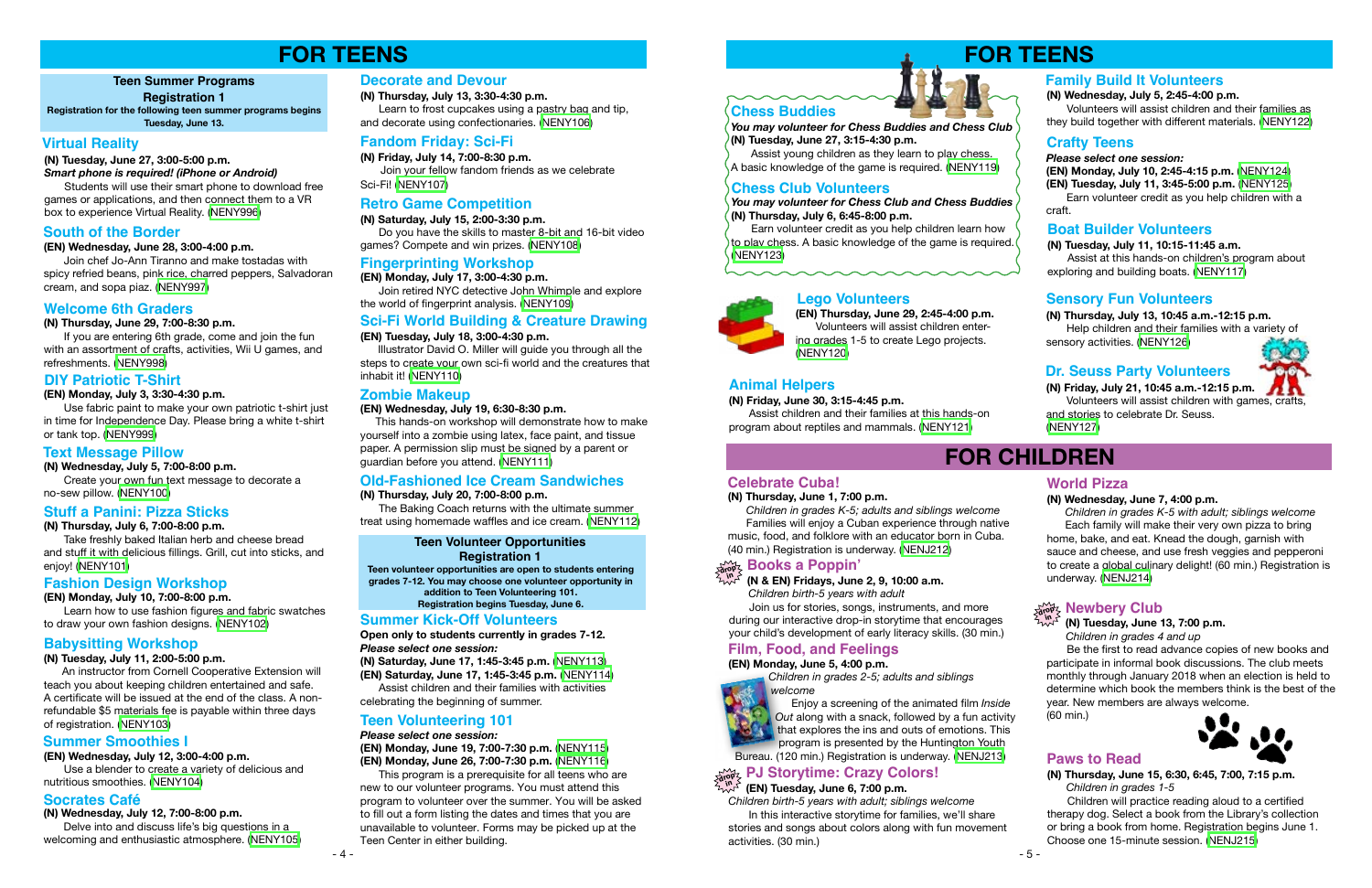# FOR TEENS

**Teen Summer Programs**
**Registration 1**
**Registration for the following teen summer programs begins Tuesday, June 13.**

## Virtual Reality

**(N) Tuesday, June 27, 3:00-5:00 p.m.**
***Smart phone is required! (iPhone or Android)***
Students will use their smart phone to download free games or applications, and then connect them to a VR box to experience Virtual Reality. (NENY996)

## South of the Border

**(EN) Wednesday, June 28, 3:00-4:00 p.m.**
Join chef Jo-Ann Tiranno and make tostadas with spicy refried beans, pink rice, charred peppers, Salvadoran cream, and sopa piaz. (NENY997)

## Welcome 6th Graders

**(N) Thursday, June 29, 7:00-8:30 p.m.**
If you are entering 6th grade, come and join the fun with an assortment of crafts, activities, Wii U games, and refreshments. (NENY998)

## DIY Patriotic T-Shirt

**(EN) Monday, July 3, 3:30-4:30 p.m.**
Use fabric paint to make your own patriotic t-shirt just in time for Independence Day. Please bring a white t-shirt or tank top. (NENY999)

## Text Message Pillow

**(N) Wednesday, July 5, 7:00-8:00 p.m.**
Create your own fun text message to decorate a no-sew pillow. (NENY100)

## Stuff a Panini: Pizza Sticks

**(N) Thursday, July 6, 7:00-8:00 p.m.**
Take freshly baked Italian herb and cheese bread and stuff it with delicious fillings. Grill, cut into sticks, and enjoy! (NENY101)

## Fashion Design Workshop

**(EN) Monday, July 10, 7:00-8:00 p.m.**
Learn how to use fashion figures and fabric swatches to draw your own fashion designs. (NENY102)

## Babysitting Workshop

**(N) Tuesday, July 11, 2:00-5:00 p.m.**
An instructor from Cornell Cooperative Extension will teach you about keeping children entertained and safe. A certificate will be issued at the end of the class. A non-refundable $5 materials fee is payable within three days of registration. (NENY103)

## Summer Smoothies I

**(EN) Wednesday, July 12, 3:00-4:00 p.m.**
Use a blender to create a variety of delicious and nutritious smoothies. (NENY104)

## Socrates Café

**(N) Wednesday, July 12, 7:00-8:00 p.m.**
Delve into and discuss life's big questions in a welcoming and enthusiastic atmosphere. (NENY105)

## Decorate and Devour

**(N) Thursday, July 13, 3:30-4:30 p.m.**
Learn to frost cupcakes using a pastry bag and tip, and decorate using confectionaries. (NENY106)

## Fandom Friday: Sci-Fi

**(N) Friday, July 14, 7:00-8:30 p.m.**
Join your fellow fandom friends as we celebrate Sci-Fi! (NENY107)

## Retro Game Competition

**(N) Saturday, July 15, 2:00-3:30 p.m.**
Do you have the skills to master 8-bit and 16-bit video games? Compete and win prizes. (NENY108)

## Fingerprinting Workshop

**(EN) Monday, July 17, 3:00-4:30 p.m.**
Join retired NYC detective John Whimple and explore the world of fingerprint analysis. (NENY109)

## Sci-Fi World Building & Creature Drawing

**(EN) Tuesday, July 18, 3:00-4:30 p.m.**
Illustrator David O. Miller will guide you through all the steps to create your own sci-fi world and the creatures that inhabit it! (NENY110)

## Zombie Makeup

**(EN) Wednesday, July 19, 6:30-8:30 p.m.**
This hands-on workshop will demonstrate how to make yourself into a zombie using latex, face paint, and tissue paper. A permission slip must be signed by a parent or guardian before you attend. (NENY111)

## Old-Fashioned Ice Cream Sandwiches

**(N) Thursday, July 20, 7:00-8:00 p.m.**
The Baking Coach returns with the ultimate summer treat using homemade waffles and ice cream. (NENY112)

**Teen Volunteer Opportunities**
**Registration 1**
**Teen volunteer opportunities are open to students entering grades 7-12. You may choose one volunteer opportunity in addition to Teen Volunteering 101. Registration begins Tuesday, June 6.**

## Summer Kick-Off Volunteers

**Open only to students currently in grades 7-12.**
***Please select one session:***
**(N) Saturday, June 17, 1:45-3:45 p.m.** (NENY113)
**(EN) Saturday, June 17, 1:45-3:45 p.m.** (NENY114)
Assist children and their families with activities celebrating the beginning of summer.

## Teen Volunteering 101

***Please select one session:***
**(EN) Monday, June 19, 7:00-7:30 p.m.** (NENY115)
**(EN) Monday, June 26, 7:00-7:30 p.m.** (NENY116)
This program is a prerequisite for all teens who are new to our volunteer programs. You must attend this program to volunteer over the summer. You will be asked to fill out a form listing the dates and times that you are unavailable to volunteer. Forms may be picked up at the Teen Center in either building.

# FOR TEENS

## Chess Buddies

***You may volunteer for Chess Buddies and Chess Club***
**(N) Tuesday, June 27, 3:15-4:30 p.m.**
Assist young children as they learn to play chess. A basic knowledge of the game is required. (NENY119)

## Chess Club Volunteers

***You may volunteer for Chess Club and Chess Buddies***
**(N) Thursday, July 6, 6:45-8:00 p.m.**
Earn volunteer credit as you help children learn how to play chess. A basic knowledge of the game is required. (NENY123)

## Lego Volunteers

**(EN) Thursday, June 29, 2:45-4:00 p.m.**
Volunteers will assist children entering grades 1-5 to create Lego projects. (NENY120)

## Animal Helpers

**(N) Friday, June 30, 3:15-4:45 p.m.**
Assist children and their families at this hands-on program about reptiles and mammals. (NENY121)

## Family Build It Volunteers

**(N) Wednesday, July 5, 2:45-4:00 p.m.**
Volunteers will assist children and their families as they build together with different materials. (NENY122)

## Crafty Teens

***Please select one session:***
**(EN) Monday, July 10, 2:45-4:15 p.m.** (NENY124)
**(EN) Tuesday, July 11, 3:45-5:00 p.m.** (NENY125)
Earn volunteer credit as you help children with a craft.

## Boat Builder Volunteers

**(N) Tuesday, July 11, 10:15-11:45 a.m.**
Assist at this hands-on children's program about exploring and building boats. (NENY117)

## Sensory Fun Volunteers

**(N) Thursday, July 13, 10:45 a.m.-12:15 p.m.**
Help children and their families with a variety of sensory activities. (NENY126)

## Dr. Seuss Party Volunteers

**(N) Friday, July 21, 10:45 a.m.-12:15 p.m.**
Volunteers will assist children with games, crafts, and stories to celebrate Dr. Seuss. (NENY127)

# FOR CHILDREN

## Celebrate Cuba!

**(N) Thursday, June 1, 7:00 p.m.**
*Children in grades K-5; adults and siblings welcome*
Families will enjoy a Cuban experience through native music, food, and folklore with an educator born in Cuba. (40 min.) Registration is underway. (NENJ212)

## Books a Poppin'

drop in
**(N & EN) Fridays, June 2, 9, 10:00 a.m.**
*Children birth-5 years with adult*
Join us for stories, songs, instruments, and more during our interactive drop-in storytime that encourages your child's development of early literacy skills. (30 min.)

## Film, Food, and Feelings

**(EN) Monday, June 5, 4:00 p.m.**
*Children in grades 2-5; adults and siblings welcome*
Enjoy a screening of the animated film *Inside Out* along with a snack, followed by a fun activity that explores the ins and outs of emotions. This program is presented by the Huntington Youth Bureau. (120 min.) Registration is underway. (NENJ213)

## PJ Storytime: Crazy Colors!

drop in
**(EN) Tuesday, June 6, 7:00 p.m.**
*Children birth-5 years with adult; siblings welcome*
In this interactive storytime for families, we'll share stories and songs about colors along with fun movement activities. (30 min.)

## World Pizza

**(N) Wednesday, June 7, 4:00 p.m.**
*Children in grades K-5 with adult; siblings welcome*
Each family will make their very own pizza to bring home, bake, and eat. Knead the dough, garnish with sauce and cheese, and use fresh veggies and pepperoni to create a global culinary delight! (60 min.) Registration is underway. (NENJ214)

## Newbery Club

drop in
**(N) Tuesday, June 13, 7:00 p.m.**
*Children in grades 4 and up*
Be the first to read advance copies of new books and participate in informal book discussions. The club meets monthly through January 2018 when an election is held to determine which book the members think is the best of the year. New members are always welcome. (60 min.)

## Paws to Read

**(N) Thursday, June 15, 6:30, 6:45, 7:00, 7:15 p.m.**
*Children in grades 1-5*
Children will practice reading aloud to a certified therapy dog. Select a book from the Library's collection or bring a book from home. Registration begins June 1. Choose one 15-minute session. (NENJ215)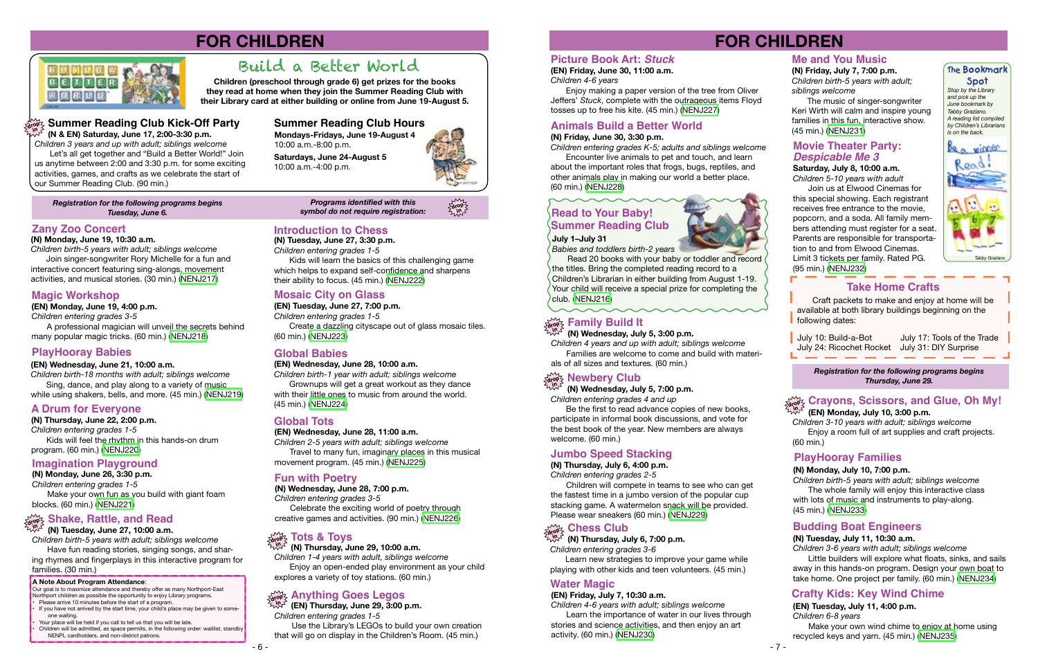# FOR CHILDREN

## Build a Better World

**Children (preschool through grade 6) get prizes for the books they read at home when they join the Summer Reading Club with their Library card at either building or online from June 19-August 5.**

### Summer Reading Club Kick-Off Party

**(N & EN) Saturday, June 17, 2:00-3:30 p.m.**
*Children 3 years and up with adult; siblings welcome*
Let's all get together and "Build a Better World!" Join us anytime between 2:00 and 3:30 p.m. for some exciting activities, games, and crafts as we celebrate the start of our Summer Reading Club. (90 min.)

### Summer Reading Club Hours

**Mondays-Fridays, June 19-August 4**
10:00 a.m.-8:00 p.m.

**Saturdays, June 24-August 5**
10:00 a.m.-4:00 p.m.

***Registration for the following programs begins Tuesday, June 6.***

***Programs identified with this symbol do not require registration:*** drop in

### Zany Zoo Concert

**(N) Monday, June 19, 10:30 a.m.**
*Children birth-5 years with adult; siblings welcome*
Join singer-songwriter Rory Michelle for a fun and interactive concert featuring sing-alongs, movement activities, and musical stories. (30 min.) (NENJ217)

### Magic Workshop

**(EN) Monday, June 19, 4:00 p.m.**
*Children entering grades 3-5*
A professional magician will unveil the secrets behind many popular magic tricks. (60 min.) (NENJ218)

### PlayHooray Babies

**(EN) Wednesday, June 21, 10:00 a.m.**
*Children birth-18 months with adult; siblings welcome*
Sing, dance, and play along to a variety of music while using shakers, bells, and more. (45 min.) (NENJ219)

### A Drum for Everyone

**(N) Thursday, June 22, 2:00 p.m.**
*Children entering grades 1-5*
Kids will feel the rhythm in this hands-on drum program. (60 min.) (NENJ220)

### Imagination Playground

**(N) Monday, June 26, 3:30 p.m.**
*Children entering grades 1-5*
Make your own fun as you build with giant foam blocks. (60 min.) (NENJ221)

### Shake, Rattle, and Read (drop in)

**(N) Tuesday, June 27, 10:00 a.m.**
*Children birth-5 years with adult; siblings welcome*
Have fun reading stories, singing songs, and sharing rhymes and fingerplays in this interactive program for families. (30 min.)

**A Note About Program Attendance**:
Our goal is to maximize attendance and thereby offer as many Northport-East Northport children as possible the opportunity to enjoy Library programs.
- Please arrive 10 minutes before the start of a program.
- If you have not arrived by the start time, your child's place may be given to someone waiting.
- Your place will be held if you call to tell us that you will be late.
- Children will be admitted, as space permits, in the following order: waitlist, standby NENPL cardholders, and non-district patrons.

### Introduction to Chess

**(N) Tuesday, June 27, 3:30 p.m.**
*Children entering grades 1-5*
Kids will learn the basics of this challenging game which helps to expand self-confidence and sharpens their ability to focus. (45 min.) (NENJ222)

### Mosaic City on Glass

**(EN) Tuesday, June 27, 7:00 p.m.**
*Children entering grades 1-5*
Create a dazzling cityscape out of glass mosaic tiles. (60 min.) (NENJ223)

### Global Babies

**(EN) Wednesday, June 28, 10:00 a.m.**
*Children birth-1 year with adult; siblings welcome*
Grownups will get a great workout as they dance with their little ones to music from around the world. (45 min.) (NENJ224)

### Global Tots

**(EN) Wednesday, June 28, 11:00 a.m.**
*Children 2-5 years with adult; siblings welcome*
Travel to many fun, imaginary places in this musical movement program. (45 min.) (NENJ225)

### Fun with Poetry

**(N) Wednesday, June 28, 7:00 p.m.**
*Children entering grades 3-5*
Celebrate the exciting world of poetry through creative games and activities. (90 min.) (NENJ226)

### Tots & Toys (drop in)

**(N) Thursday, June 29, 10:00 a.m.**
*Children 1-4 years with adult, siblings welcome*
Enjoy an open-ended play environment as your child explores a variety of toy stations. (60 min.)

### Anything Goes Legos (drop in)

**(EN) Thursday, June 29, 3:00 p.m.**
*Children entering grades 1-5*
Use the Library's LEGOs to build your own creation that will go on display in the Children's Room. (45 min.)

### Picture Book Art: *Stuck*

**(EN) Friday, June 30, 11:00 a.m.**
*Children 4-6 years*
Enjoy making a paper version of the tree from Oliver Jeffers' *Stuck*, complete with the outrageous items Floyd tosses up to free his kite. (45 min.) (NENJ227)

### Animals Build a Better World

**(N) Friday, June 30, 3:30 p.m.**
*Children entering grades K-5; adults and siblings welcome*
Encounter live animals to pet and touch, and learn about the important roles that frogs, bugs, reptiles, and other animals play in making our world a better place. (60 min.) (NENJ228)

### Read to Your Baby! Summer Reading Club

**July 1–July 31**
*Babies and toddlers birth-2 years*
Read 20 books with your baby or toddler and record the titles. Bring the completed reading record to a Children's Librarian in either building from August 1-19. Your child will receive a special prize for completing the club. (NENJ216)

### Family Build It (drop in)

**(N) Wednesday, July 5, 3:00 p.m.**
*Children 4 years and up with adult; siblings welcome*
Families are welcome to come and build with materials of all sizes and textures. (60 min.)

### Newbery Club (drop in)

**(N) Wednesday, July 5, 7:00 p.m.**
*Children entering grades 4 and up*
Be the first to read advance copies of new books, participate in informal book discussions, and vote for the best book of the year. New members are always welcome. (60 min.)

### Jumbo Speed Stacking

**(N) Thursday, July 6, 4:00 p.m.**
*Children entering grades 2-5*
Children will compete in teams to see who can get the fastest time in a jumbo version of the popular cup stacking game. A watermelon snack will be provided. Please wear sneakers (60 min.) (NENJ229)

### Chess Club (drop in)

**(N) Thursday, July 6, 7:00 p.m.**
*Children entering grades 3-6*
Learn new strategies to improve your game while playing with other kids and teen volunteers. (45 min.)

### Water Magic

**(EN) Friday, July 7, 10:30 a.m.**
*Children 4-6 years with adult; siblings welcome*
Learn the importance of water in our lives through stories and science activities, and then enjoy an art activity. (60 min.) (NENJ230)

### Me and You Music

**(N) Friday, July 7, 7:00 p.m.**
*Children birth-5 years with adult; siblings welcome*
The music of singer-songwriter Keri Wirth will calm and inspire young families in this fun, interactive show. (45 min.) (NENJ231)

### The Bookmark Spot

*Stop by the Library and pick up the June bookmark by Tabby Graziano. A reading list compiled by Children's Librarians is on the back.*

Tabby Graziano

### Movie Theater Party: *Despicable Me 3*

**Saturday, July 8, 10:00 a.m.**
*Children 5-10 years with adult*
Join us at Elwood Cinemas for this special showing. Each registrant receives free entrance to the movie, popcorn, and a soda. All family members attending must register for a seat. Parents are responsible for transportation to and from Elwood Cinemas. Limit 3 tickets per family. Rated PG. (95 min.) (NENJ232)

### Take Home Crafts

Craft packets to make and enjoy at home will be available at both library buildings beginning on the following dates:

July 10: Build-a-Bot
July 17: Tools of the Trade
July 24: Ricochet Rocket
July 31: DIY Surprise

***Registration for the following programs begins Thursday, June 29.***

### Crayons, Scissors, and Glue, Oh My! (drop in)

**(EN) Monday, July 10, 3:00 p.m.**
*Children 3-10 years with adult; siblings welcome*
Enjoy a room full of art supplies and craft projects. (60 min.)

### PlayHooray Families

**(N) Monday, July 10, 7:00 p.m.**
*Children birth-5 years with adult; siblings welcome*
The whole family will enjoy this interactive class with lots of music and instruments to play-along. (45 min.) (NENJ233)

### Budding Boat Engineers

**(N) Tuesday, July 11, 10:30 a.m.**
*Children 3-6 years with adult; siblings welcome*
Little builders will explore what floats, sinks, and sails away in this hands-on program. Design your own boat to take home. One project per family. (60 min.) (NENJ234)

### Crafty Kids: Key Wind Chime

**(EN) Tuesday, July 11, 4:00 p.m.**
*Children 6-8 years*
Make your own wind chime to enjoy at home using recycled keys and yarn. (45 min.) (NENJ235)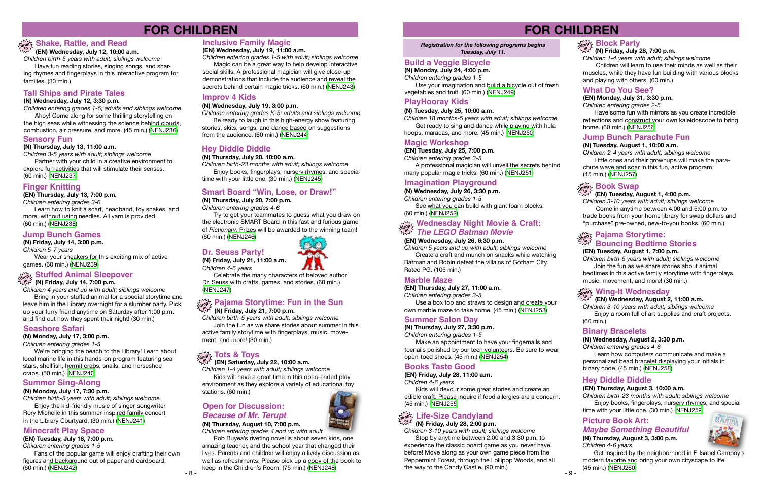# FOR CHILDREN

## Shake, Rattle, and Read

**(EN) Wednesday, July 12, 10:00 a.m.**

*Children birth-5 years with adult; siblings welcome*

Have fun reading stories, singing songs, and sharing rhymes and fingerplays in this interactive program for families. (30 min.)

## Tall Ships and Pirate Tales

**(N) Wednesday, July 12, 3:30 p.m.**

*Children entering grades 1-5; adults and siblings welcome*

Ahoy! Come along for some thrilling storytelling on the high seas while witnessing the science behind clouds, combustion, air pressure, and more. (45 min.) (NENJ236)

## Sensory Fun

**(N) Thursday, July 13, 11:00 a.m.**

*Children 3-5 years with adult; siblings welcome*

Partner with your child in a creative environment to explore fun activities that will stimulate their senses. (60 min.) (NENJ237)

## Finger Knitting

**(EN) Thursday, July 13, 7:00 p.m.**

*Children entering grades 3-6*

Learn how to knit a scarf, headband, toy snakes, and more, without using needles. All yarn is provided. (60 min.) (NENJ238)

## Jump Bunch Games

**(N) Friday, July 14, 3:00 p.m.**

*Children 5-7 years*

Wear your sneakers for this exciting mix of active games. (60 min.) (NENJ239)

## Stuffed Animal Sleepover

**(N) Friday, July 14, 7:00 p.m.**

*Children 4 years and up with adult; siblings welcome*

Bring in your stuffed animal for a special storytime and leave him in the Library overnight for a slumber party. Pick up your furry friend anytime on Saturday after 1:00 p.m. and find out how they spent their night! (30 min.)

## Seashore Safari

**(N) Monday, July 17, 3:00 p.m.**

*Children entering grades 1-5*

We're bringing the beach to the Library! Learn about local marine life in this hands-on program featuring sea stars, shellfish, hermit crabs, snails, and horseshoe crabs. (50 min.) (NENJ240)

## Summer Sing-Along

**(N) Monday, July 17, 7:30 p.m.**

*Children birth-5 years with adult; siblings welcome*

Enjoy the kid-friendly music of singer-songwriter Rory Michelle in this summer-inspired family concert in the Library Courtyard. (30 min.) (NENJ241)

## Minecraft Play Space

**(EN) Tuesday, July 18, 7:00 p.m.**

*Children entering grades 1-5*

Fans of the popular game will enjoy crafting their own figures and background out of paper and cardboard. (60 min.) (NENJ242)

## Inclusive Family Magic

**(EN) Wednesday, July 19, 11:00 a.m.**

*Children entering grades 1-5 with adult; siblings welcome*

Magic can be a great way to help develop interactive social skills. A professional magician will give close-up demonstrations that include the audience and reveal the secrets behind certain magic tricks. (60 min.) (NENJ243)

## Improv 4 Kids

**(N) Wednesday, July 19, 3:30 p.m.**

*Children entering grades K-5; adults and siblings welcome*

Be ready to laugh in this high-energy show featuring stories, skits, songs, and dance based on suggestions from the audience. (60 min.) (NENJ244)

## Hey Diddle Diddle

**(N) Thursday, July 20, 10:00 a.m.**

*Children birth-23 months with adult; siblings welcome*

Enjoy books, fingerplays, nursery rhymes, and special time with your little one. (30 min.) (NENJ245)

## Smart Board "Win, Lose, or Draw!"

**(N) Thursday, July 20, 7:00 p.m.**

*Children entering grades 4-6*

Try to get your teammates to guess what you draw on the electronic SMART Board in this fast and furious game of *Pictionary*. Prizes will be awarded to the winning team! (60 min.) (NENJ246)

## Dr. Seuss Party!

**(N) Friday, July 21, 11:00 a.m.**

*Children 4-6 years*

Celebrate the many characters of beloved author Dr. Seuss with crafts, games, and stories. (60 min.) (NENJ247)

## Pajama Storytime: Fun in the Sun

**(N) Friday, July 21, 7:00 p.m.**

*Children birth-5 years with adult; siblings welcome*

Join the fun as we share stories about summer in this active family storytime with fingerplays, music, movement, and more! (30 min.)

## Tots & Toys

**(EN) Saturday, July 22, 10:00 a.m.**

*Children 1-4 years with adult; siblings welcome*

Kids will have a great time in this open-ended play environment as they explore a variety of educational toy stations. (60 min.)

## Open for Discussion: *Because of Mr. Terupt*

**(N) Thursday, August 10, 7:00 p.m.**

*Children entering grades 4 and up with adult*

Rob Buyea's riveting novel is about seven kids, one amazing teacher, and the school year that changed their lives. Parents and children will enjoy a lively discussion as well as refreshments. Please pick up a copy of the book to keep in the Children's Room. (75 min.) (NENJ248)

# FOR CHILDREN

*Registration for the following programs begins Tuesday, July 11.*

## Build a Veggie Bicycle

**(N) Monday, July 24, 4:00 p.m.**

*Children entering grades 1-5*

Use your imagination and build a bicycle out of fresh vegetables and fruit. (60 min.) (NENJ249)

## PlayHooray Kids

**(N) Tuesday, July 25, 10:00 a.m.**

*Children 18 months-5 years with adult; siblings welcome*

Get ready to sing and dance while playing with hula hoops, maracas, and more. (45 min.) (NENJ250)

## Magic Workshop

**(EN) Tuesday, July 25, 7:00 p.m.**

*Children entering grades 3-5*

A professional magician will unveil the secrets behind many popular magic tricks. (60 min.) (NENJ251)

## Imagination Playground

**(N) Wednesday, July 26, 3:30 p.m.**

*Children entering grades 1-5*

See what you can build with giant foam blocks. (60 min.) (NENJ252)

## Wednesday Night Movie & Craft: *The LEGO Batman Movie*

**(EN) Wednesday, July 26, 6:30 p.m.**

*Children 5 years and up with adult; siblings welcome*

Create a craft and munch on snacks while watching Batman and Robin defeat the villains of Gotham City. Rated PG. (105 min.)

## Marble Maze

**(EN) Thursday, July 27, 11:00 a.m.**

*Children entering grades 3-5*

Use a box top and straws to design and create your own marble maze to take home. (45 min.) (NENJ253)

## Summer Salon Day

**(N) Thursday, July 27, 3:30 p.m.**

*Children entering grades 1-5*

Make an appointment to have your fingernails and toenails polished by our teen volunteers. Be sure to wear open-toed shoes. (45 min.) (NENJ254)

## Books Taste Good

**(EN) Friday, July 28, 11:00 a.m.**

*Children 4-6 years*

Kids will devour some great stories and create an edible craft. Please inquire if food allergies are a concern. (45 min.) (NENJ255)

## Life-Size Candyland

**(N) Friday, July 28, 2:00 p.m.**

*Children 3-10 years with adult; siblings welcome*

Stop by anytime between 2:00 and 3:30 p.m. to experience the classic board game as you never have before! Move along as your own game piece from the Peppermint Forest, through the Lollipop Woods, and all the way to the Candy Castle. (90 min.)

## Block Party

**(N) Friday, July 28, 7:00 p.m.**

*Children 1-4 years with adult; siblings welcome*

Children will learn to use their minds as well as their muscles, while they have fun building with various blocks and playing with others. (60 min.)

## What Do You See?

**(EN) Monday, July 31, 3:30 p.m.**

*Children entering grades 2-5*

Have some fun with mirrors as you create incredible reflections and construct your own kaleidoscope to bring home. (60 min.) (NENJ256)

## Jump Bunch Parachute Fun

**(N) Tuesday, August 1, 10:00 a.m.**

*Children 2-4 years with adult; siblings welcome*

Little ones and their grownups will make the parachute wave and soar in this fun, active program. (45 min.) (NENJ257)

## Book Swap

**(EN) Tuesday, August 1, 4:00 p.m.**

*Children 3-10 years with adult; siblings welcome*

Come in anytime between 4:00 and 5:00 p.m. to trade books from your home library for swap dollars and "purchase" pre-owned, new-to-you books. (60 min.)

## Pajama Storytime: Bouncing Bedtime Stories

**(EN) Tuesday, August 1, 7:00 p.m.**

*Children birth-5 years with adult; siblings welcome*

Join the fun as we share stories about animal bedtimes in this active family storytime with fingerplays, music, movement, and more! (30 min.)

## Wing-It Wednesday

**(EN) Wednesday, August 2, 11:00 a.m.**

*Children 3-10 years with adult; siblings welcome*

Enjoy a room full of art supplies and craft projects. (60 min.)

## Binary Bracelets

**(N) Wednesday, August 2, 3:30 p.m.**

*Children entering grades 4-6*

Learn how computers communicate and make a personalized bead bracelet displaying your initials in binary code. (45 min.) (NENJ258)

## Hey Diddle Diddle

**(EN) Thursday, August 3, 10:00 a.m.**

*Children birth-23 months with adult; siblings welcome*

Enjoy books, fingerplays, nursery rhymes, and special time with your little one. (30 min.) (NENJ259)

## Picture Book Art: *Maybe Something Beautiful*

**(N) Thursday, August 3, 3:00 p.m.**

*Children 4-6 years*

Get inspired by the neighborhood in F. Isabel Campoy's modern favorite and bring your own cityscape to life. (45 min.) (NENJ260)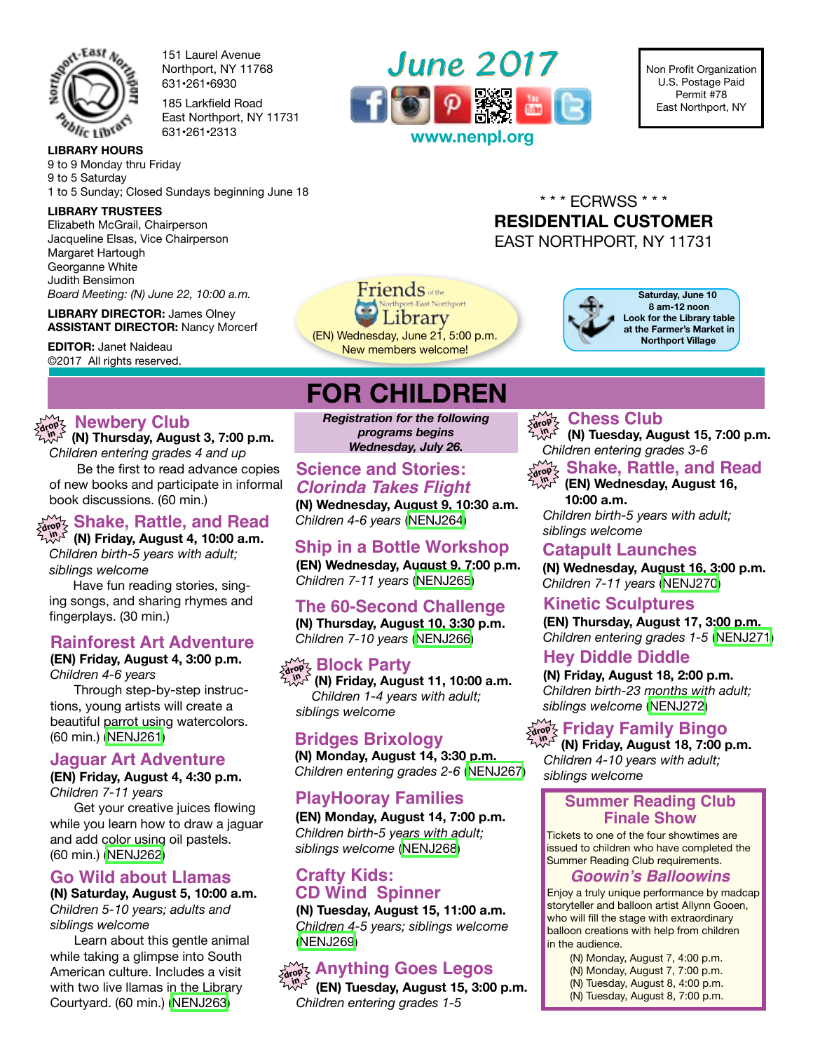151 Laurel Avenue
Northport, NY 11768
631•261•6930

185 Larkfield Road
East Northport, NY 11731
631•261•2313

# June 2017

www.nenpl.org

Non Profit Organization
U.S. Postage Paid
Permit #78
East Northport, NY

**LIBRARY HOURS**
9 to 9 Monday thru Friday
9 to 5 Saturday
1 to 5 Sunday; Closed Sundays beginning June 18

**LIBRARY TRUSTEES**
Elizabeth McGrail, Chairperson
Jacqueline Elsas, Vice Chairperson
Margaret Hartough
Georganne White
Judith Bensimon
*Board Meeting: (N) June 22, 10:00 a.m.*

**LIBRARY DIRECTOR:** James Olney
**ASSISTANT DIRECTOR:** Nancy Morcerf

**EDITOR:** Janet Naideau
©2017 All rights reserved.

\* \* \* ECRWSS \* \* \*
**RESIDENTIAL CUSTOMER**
EAST NORTHPORT, NY 11731

Friends of the Northport-East Northport Library
(EN) Wednesday, June 21, 5:00 p.m.
New members welcome!

**Saturday, June 10**
**8 am-12 noon**
**Look for the Library table at the Farmer's Market in Northport Village**

# FOR CHILDREN

## Newbery Club
drop in
**(N) Thursday, August 3, 7:00 p.m.**
*Children entering grades 4 and up*

Be the first to read advance copies of new books and participate in informal book discussions. (60 min.)

## Shake, Rattle, and Read
drop in
**(N) Friday, August 4, 10:00 a.m.**
*Children birth-5 years with adult; siblings welcome*

Have fun reading stories, singing songs, and sharing rhymes and fingerplays. (30 min.)

## Rainforest Art Adventure
**(EN) Friday, August 4, 3:00 p.m.**
*Children 4-6 years*

Through step-by-step instructions, young artists will create a beautiful parrot using watercolors. (60 min.) (NENJ261)

## Jaguar Art Adventure
**(EN) Friday, August 4, 4:30 p.m.**
*Children 7-11 years*

Get your creative juices flowing while you learn how to draw a jaguar and add color using oil pastels. (60 min.) (NENJ262)

## Go Wild about Llamas
**(N) Saturday, August 5, 10:00 a.m.**
*Children 5-10 years; adults and siblings welcome*

Learn about this gentle animal while taking a glimpse into South American culture. Includes a visit with two live llamas in the Library Courtyard. (60 min.) (NENJ263)

***Registration for the following programs begins Wednesday, July 26.***

## Science and Stories: *Clorinda Takes Flight*
**(N) Wednesday, August 9, 10:30 a.m.**
*Children 4-6 years* (NENJ264)

## Ship in a Bottle Workshop
**(EN) Wednesday, August 9, 7:00 p.m.**
*Children 7-11 years* (NENJ265)

## The 60-Second Challenge
**(N) Thursday, August 10, 3:30 p.m.**
*Children 7-10 years* (NENJ266)

## Block Party
drop in
**(N) Friday, August 11, 10:00 a.m.**
*Children 1-4 years with adult; siblings welcome*

## Bridges Brixology
**(N) Monday, August 14, 3:30 p.m.**
*Children entering grades 2-6* (NENJ267)

## PlayHooray Families
**(EN) Monday, August 14, 7:00 p.m.**
*Children birth-5 years with adult; siblings welcome* (NENJ268)

## Crafty Kids: CD Wind Spinner
**(N) Tuesday, August 15, 11:00 a.m.**
*Children 4-5 years; siblings welcome* (NENJ269)

## Anything Goes Legos
drop in
**(EN) Tuesday, August 15, 3:00 p.m.**
*Children entering grades 1-5*

## Chess Club
drop in
**(N) Tuesday, August 15, 7:00 p.m.**
*Children entering grades 3-6*

## Shake, Rattle, and Read
drop in
**(EN) Wednesday, August 16, 10:00 a.m.**
*Children birth-5 years with adult; siblings welcome*

## Catapult Launches
**(N) Wednesday, August 16, 3:00 p.m.**
*Children 7-11 years* (NENJ270)

## Kinetic Sculptures
**(EN) Thursday, August 17, 3:00 p.m.**
*Children entering grades 1-5* (NENJ271)

## Hey Diddle Diddle
**(N) Friday, August 18, 2:00 p.m.**
*Children birth-23 months with adult; siblings welcome* (NENJ272)

## Friday Family Bingo
drop in
**(N) Friday, August 18, 7:00 p.m.**
*Children 4-10 years with adult; siblings welcome*

## Summer Reading Club Finale Show

Tickets to one of the four showtimes are issued to children who have completed the Summer Reading Club requirements.

### *Goowin's Balloowins*

Enjoy a truly unique performance by madcap storyteller and balloon artist Allynn Gooen, who will fill the stage with extraordinary balloon creations with help from children in the audience.

(N) Monday, August 7, 4:00 p.m.
(N) Monday, August 7, 7:00 p.m.
(N) Tuesday, August 8, 4:00 p.m.
(N) Tuesday, August 8, 7:00 p.m.